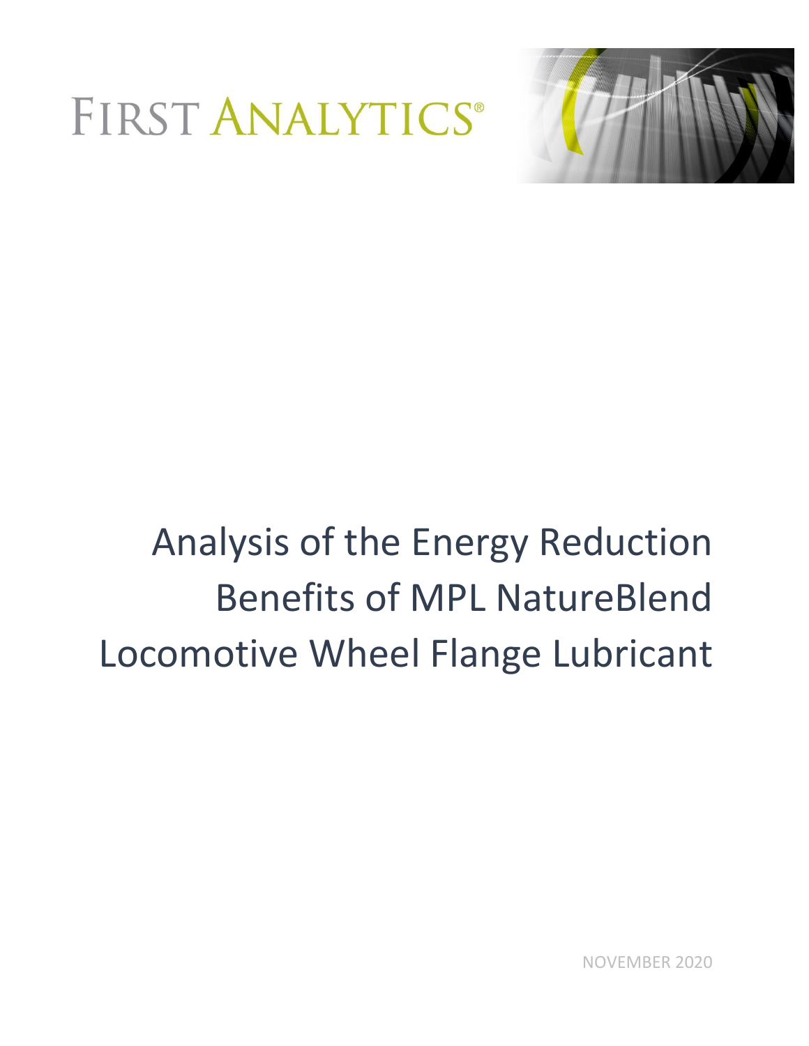FIRST ANALYTICS®

# Analysis of the Energy Reduction Benefits of MPL NatureBlend Locomotive Wheel Flange Lubricant

NOVEMBER 2020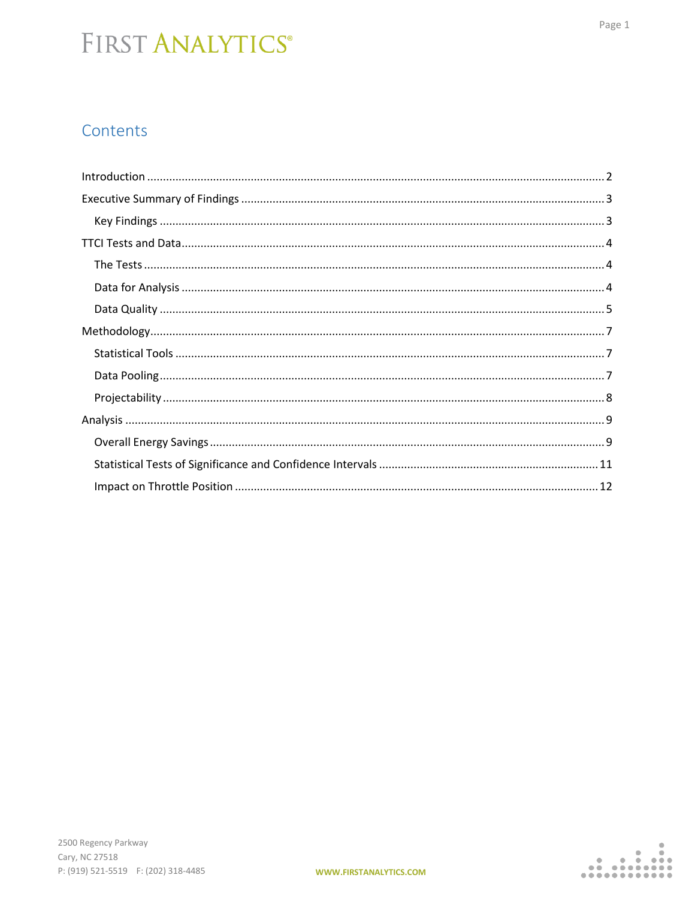# Contents

- Introduction ........ 2
- Executive Summary of Findings ........ 3
  - Key Findings ........ 3
- TTCI Tests and Data ........ 4
  - The Tests ........ 4
  - Data for Analysis ........ 4
  - Data Quality ........ 5
- Methodology ........ 7
  - Statistical Tools ........ 7
  - Data Pooling ........ 7
  - Projectability ........ 8
- Analysis ........ 9
  - Overall Energy Savings ........ 9
  - Statistical Tests of Significance and Confidence Intervals ........ 11
  - Impact on Throttle Position ........ 12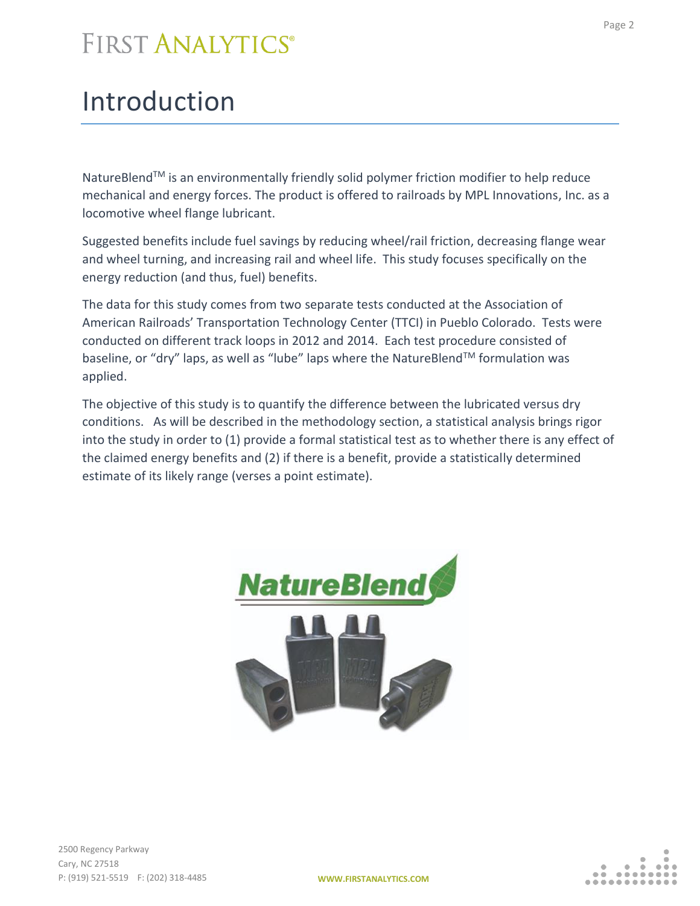# Introduction

NatureBlend™ is an environmentally friendly solid polymer friction modifier to help reduce mechanical and energy forces. The product is offered to railroads by MPL Innovations, Inc. as a locomotive wheel flange lubricant.

Suggested benefits include fuel savings by reducing wheel/rail friction, decreasing flange wear and wheel turning, and increasing rail and wheel life. This study focuses specifically on the energy reduction (and thus, fuel) benefits.

The data for this study comes from two separate tests conducted at the Association of American Railroads' Transportation Technology Center (TTCI) in Pueblo Colorado. Tests were conducted on different track loops in 2012 and 2014. Each test procedure consisted of baseline, or "dry" laps, as well as "lube" laps where the NatureBlend™ formulation was applied.

The objective of this study is to quantify the difference between the lubricated versus dry conditions. As will be described in the methodology section, a statistical analysis brings rigor into the study in order to (1) provide a formal statistical test as to whether there is any effect of the claimed energy benefits and (2) if there is a benefit, provide a statistically determined estimate of its likely range (verses a point estimate).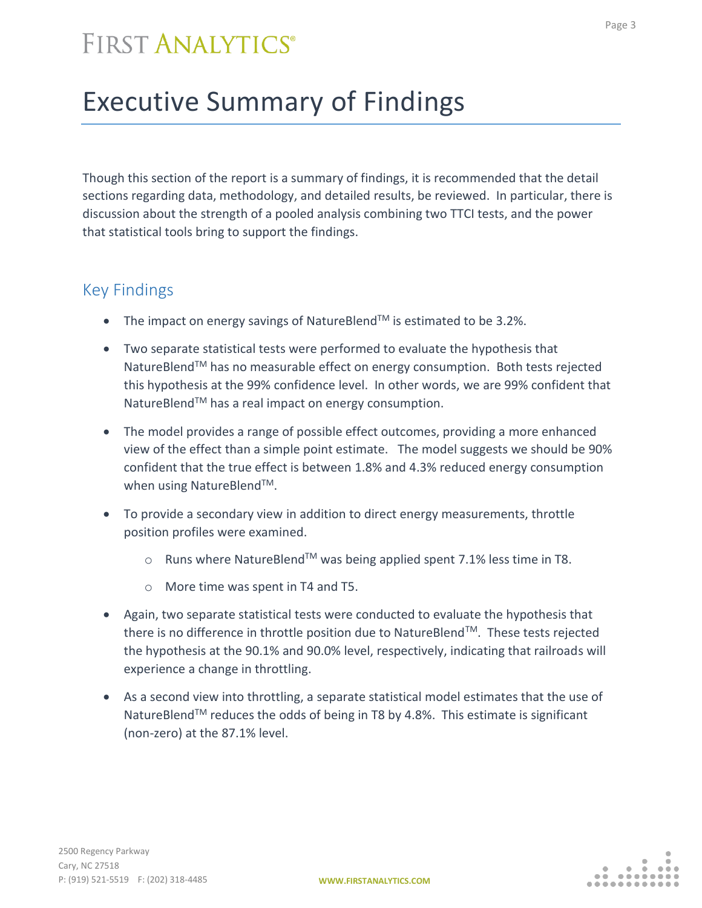# Executive Summary of Findings

Though this section of the report is a summary of findings, it is recommended that the detail sections regarding data, methodology, and detailed results, be reviewed. In particular, there is discussion about the strength of a pooled analysis combining two TTCI tests, and the power that statistical tools bring to support the findings.

## Key Findings

- The impact on energy savings of NatureBlend™ is estimated to be 3.2%.
- Two separate statistical tests were performed to evaluate the hypothesis that NatureBlend™ has no measurable effect on energy consumption. Both tests rejected this hypothesis at the 99% confidence level. In other words, we are 99% confident that NatureBlend™ has a real impact on energy consumption.
- The model provides a range of possible effect outcomes, providing a more enhanced view of the effect than a simple point estimate. The model suggests we should be 90% confident that the true effect is between 1.8% and 4.3% reduced energy consumption when using NatureBlend™.
- To provide a secondary view in addition to direct energy measurements, throttle position profiles were examined.
  - Runs where NatureBlend™ was being applied spent 7.1% less time in T8.
  - More time was spent in T4 and T5.
- Again, two separate statistical tests were conducted to evaluate the hypothesis that there is no difference in throttle position due to NatureBlend™. These tests rejected the hypothesis at the 90.1% and 90.0% level, respectively, indicating that railroads will experience a change in throttling.
- As a second view into throttling, a separate statistical model estimates that the use of NatureBlend™ reduces the odds of being in T8 by 4.8%. This estimate is significant (non-zero) at the 87.1% level.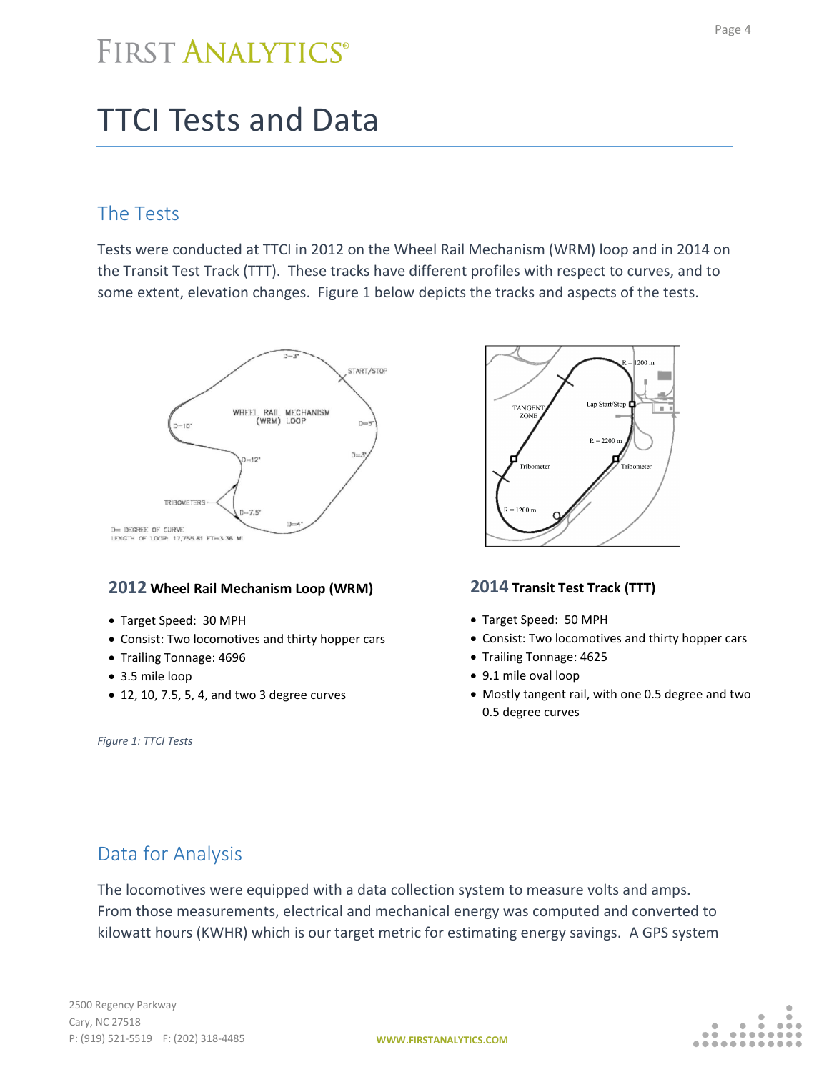# TTCI Tests and Data

## The Tests

Tests were conducted at TTCI in 2012 on the Wheel Rail Mechanism (WRM) loop and in 2014 on the Transit Test Track (TTT). These tracks have different profiles with respect to curves, and to some extent, elevation changes. Figure 1 below depicts the tracks and aspects of the tests.

### 2012 Wheel Rail Mechanism Loop (WRM)

- Target Speed: 30 MPH
- Consist: Two locomotives and thirty hopper cars
- Trailing Tonnage: 4696
- 3.5 mile loop
- 12, 10, 7.5, 5, 4, and two 3 degree curves

### 2014 Transit Test Track (TTT)

- Target Speed: 50 MPH
- Consist: Two locomotives and thirty hopper cars
- Trailing Tonnage: 4625
- 9.1 mile oval loop
- Mostly tangent rail, with one 0.5 degree and two 0.5 degree curves

*Figure 1: TTCI Tests*

## Data for Analysis

The locomotives were equipped with a data collection system to measure volts and amps. From those measurements, electrical and mechanical energy was computed and converted to kilowatt hours (KWHR) which is our target metric for estimating energy savings. A GPS system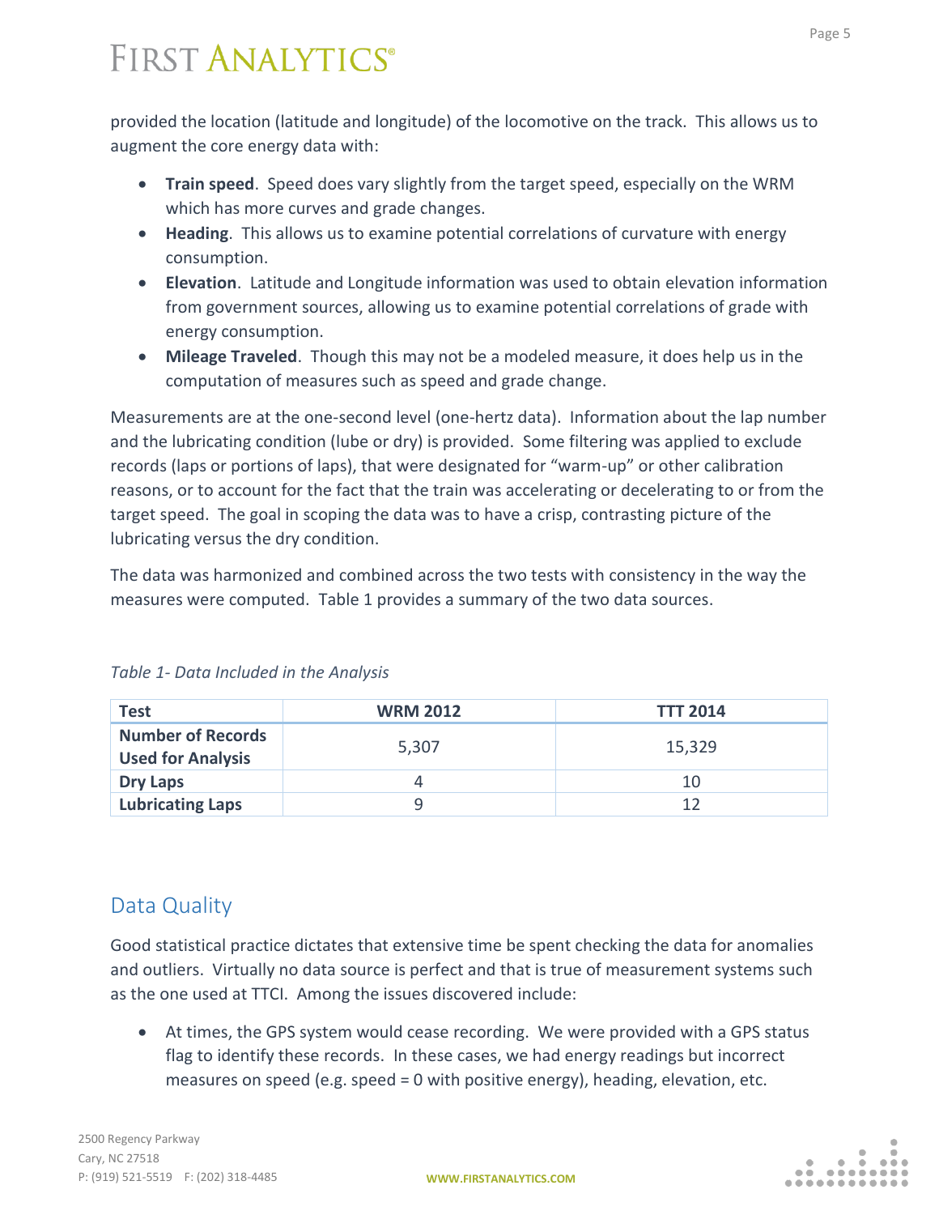provided the location (latitude and longitude) of the locomotive on the track. This allows us to augment the core energy data with:

- **Train speed**. Speed does vary slightly from the target speed, especially on the WRM which has more curves and grade changes.
- **Heading**. This allows us to examine potential correlations of curvature with energy consumption.
- **Elevation**. Latitude and Longitude information was used to obtain elevation information from government sources, allowing us to examine potential correlations of grade with energy consumption.
- **Mileage Traveled**. Though this may not be a modeled measure, it does help us in the computation of measures such as speed and grade change.

Measurements are at the one-second level (one-hertz data). Information about the lap number and the lubricating condition (lube or dry) is provided. Some filtering was applied to exclude records (laps or portions of laps), that were designated for "warm-up" or other calibration reasons, or to account for the fact that the train was accelerating or decelerating to or from the target speed. The goal in scoping the data was to have a crisp, contrasting picture of the lubricating versus the dry condition.

The data was harmonized and combined across the two tests with consistency in the way the measures were computed. Table 1 provides a summary of the two data sources.

*Table 1- Data Included in the Analysis*

| Test | WRM 2012 | TTT 2014 |
|---|---|---|
| **Number of Records Used for Analysis** | 5,307 | 15,329 |
| **Dry Laps** | 4 | 10 |
| **Lubricating Laps** | 9 | 12 |

## Data Quality

Good statistical practice dictates that extensive time be spent checking the data for anomalies and outliers. Virtually no data source is perfect and that is true of measurement systems such as the one used at TTCI. Among the issues discovered include:

- At times, the GPS system would cease recording. We were provided with a GPS status flag to identify these records. In these cases, we had energy readings but incorrect measures on speed (e.g. speed = 0 with positive energy), heading, elevation, etc.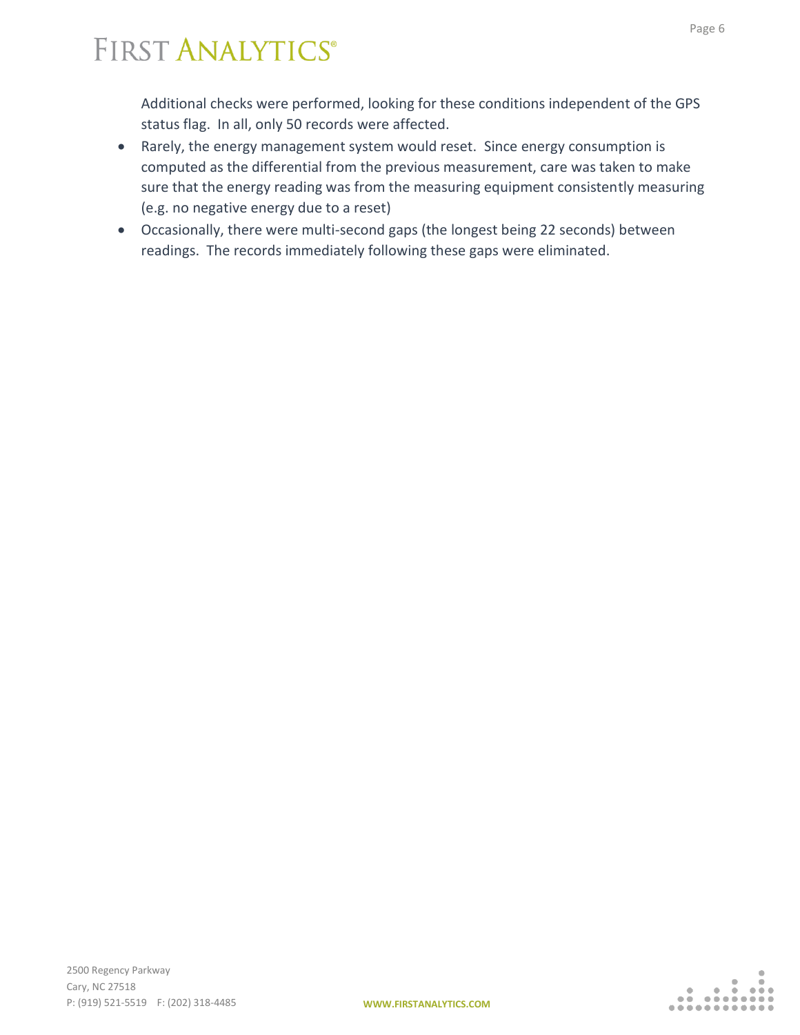Additional checks were performed, looking for these conditions independent of the GPS status flag. In all, only 50 records were affected.

- Rarely, the energy management system would reset. Since energy consumption is computed as the differential from the previous measurement, care was taken to make sure that the energy reading was from the measuring equipment consistently measuring (e.g. no negative energy due to a reset)
- Occasionally, there were multi-second gaps (the longest being 22 seconds) between readings. The records immediately following these gaps were eliminated.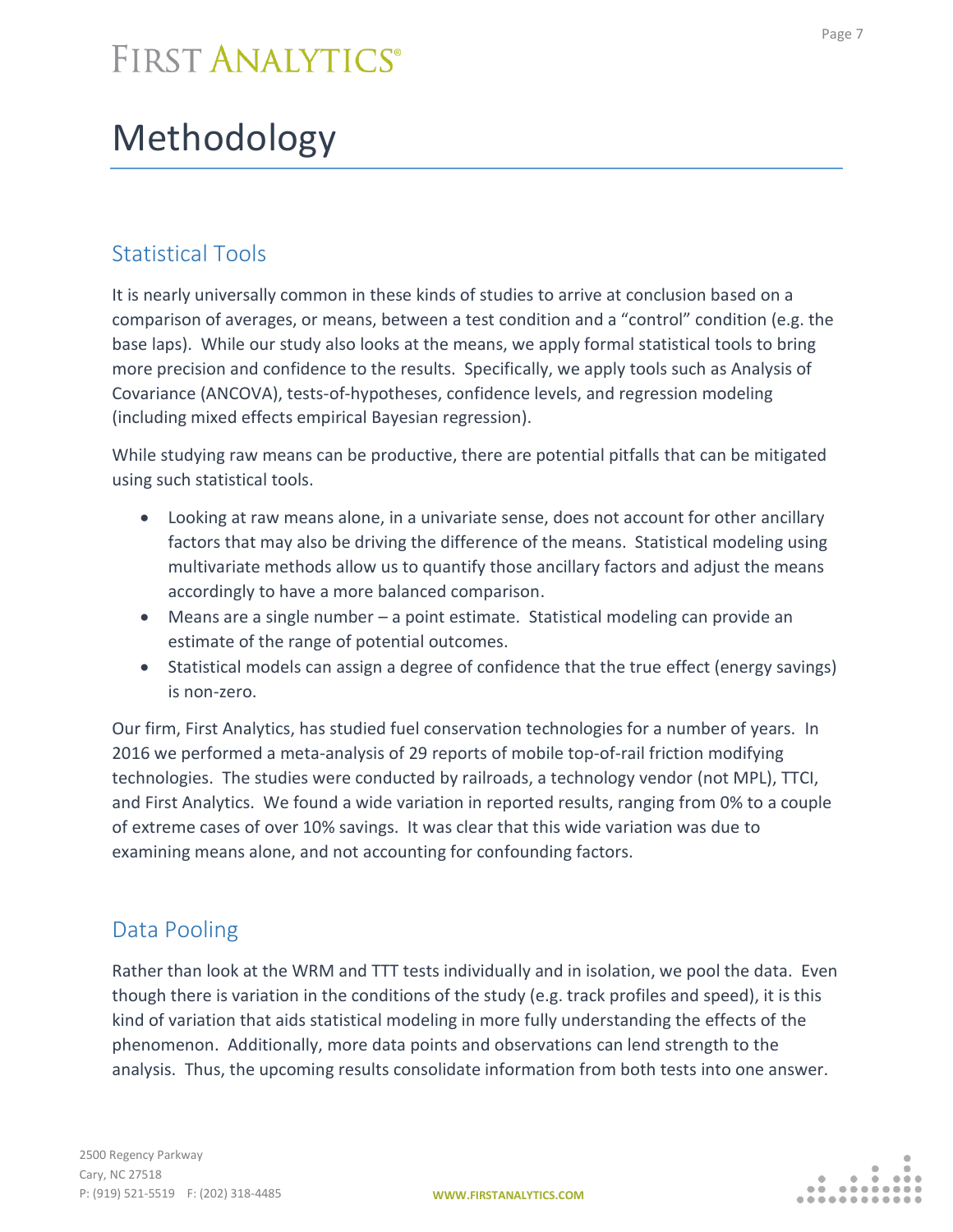# Methodology

## Statistical Tools

It is nearly universally common in these kinds of studies to arrive at conclusion based on a comparison of averages, or means, between a test condition and a "control" condition (e.g. the base laps). While our study also looks at the means, we apply formal statistical tools to bring more precision and confidence to the results. Specifically, we apply tools such as Analysis of Covariance (ANCOVA), tests-of-hypotheses, confidence levels, and regression modeling (including mixed effects empirical Bayesian regression).

While studying raw means can be productive, there are potential pitfalls that can be mitigated using such statistical tools.

- Looking at raw means alone, in a univariate sense, does not account for other ancillary factors that may also be driving the difference of the means. Statistical modeling using multivariate methods allow us to quantify those ancillary factors and adjust the means accordingly to have a more balanced comparison.
- Means are a single number – a point estimate. Statistical modeling can provide an estimate of the range of potential outcomes.
- Statistical models can assign a degree of confidence that the true effect (energy savings) is non-zero.

Our firm, First Analytics, has studied fuel conservation technologies for a number of years. In 2016 we performed a meta-analysis of 29 reports of mobile top-of-rail friction modifying technologies. The studies were conducted by railroads, a technology vendor (not MPL), TTCI, and First Analytics. We found a wide variation in reported results, ranging from 0% to a couple of extreme cases of over 10% savings. It was clear that this wide variation was due to examining means alone, and not accounting for confounding factors.

## Data Pooling

Rather than look at the WRM and TTT tests individually and in isolation, we pool the data. Even though there is variation in the conditions of the study (e.g. track profiles and speed), it is this kind of variation that aids statistical modeling in more fully understanding the effects of the phenomenon. Additionally, more data points and observations can lend strength to the analysis. Thus, the upcoming results consolidate information from both tests into one answer.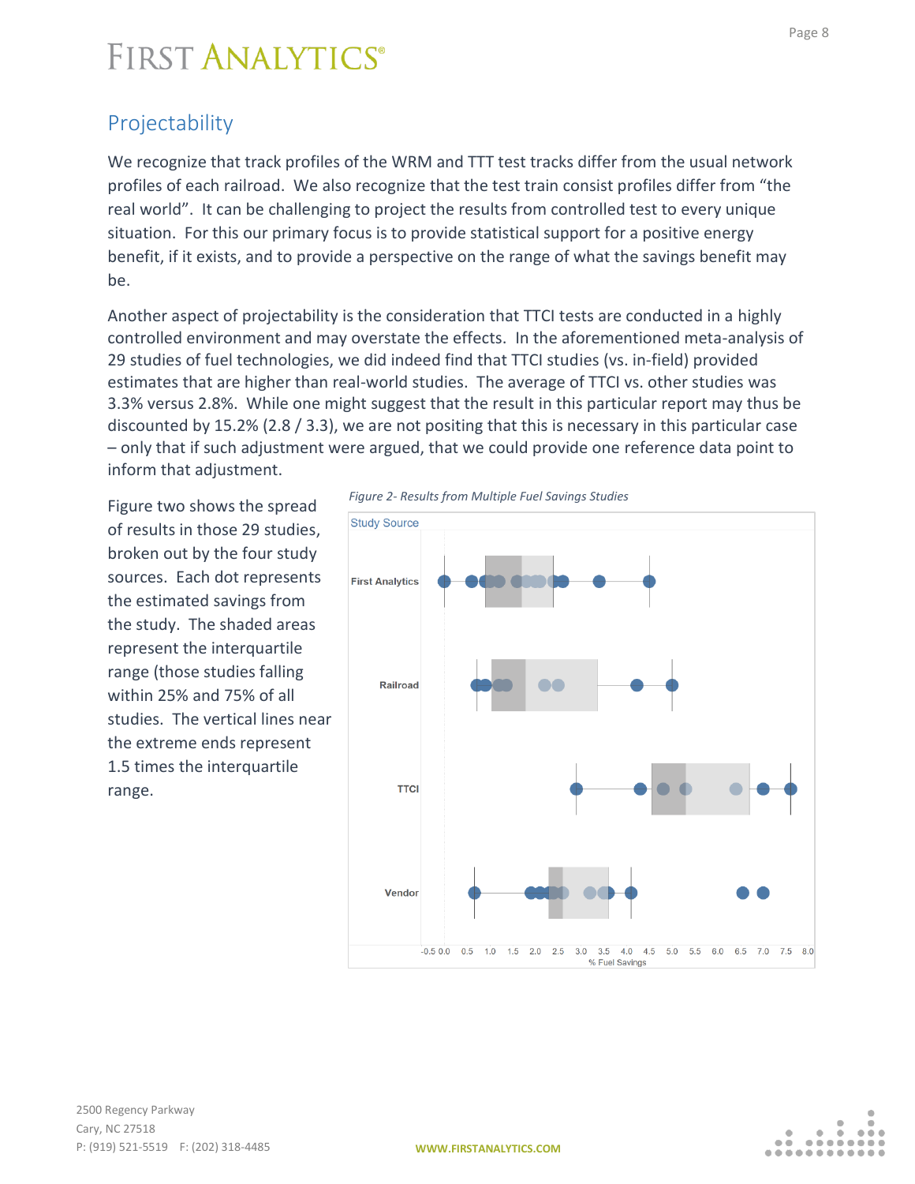## Projectability

We recognize that track profiles of the WRM and TTT test tracks differ from the usual network profiles of each railroad. We also recognize that the test train consist profiles differ from "the real world". It can be challenging to project the results from controlled test to every unique situation. For this our primary focus is to provide statistical support for a positive energy benefit, if it exists, and to provide a perspective on the range of what the savings benefit may be.

Another aspect of projectability is the consideration that TTCI tests are conducted in a highly controlled environment and may overstate the effects. In the aforementioned meta-analysis of 29 studies of fuel technologies, we did indeed find that TTCI studies (vs. in-field) provided estimates that are higher than real-world studies. The average of TTCI vs. other studies was 3.3% versus 2.8%. While one might suggest that the result in this particular report may thus be discounted by 15.2% (2.8 / 3.3), we are not positing that this is necessary in this particular case – only that if such adjustment were argued, that we could provide one reference data point to inform that adjustment.

Figure two shows the spread of results in those 29 studies, broken out by the four study sources. Each dot represents the estimated savings from the study. The shaded areas represent the interquartile range (those studies falling within 25% and 75% of all studies. The vertical lines near the extreme ends represent 1.5 times the interquartile range.

*Figure 2- Results from Multiple Fuel Savings Studies*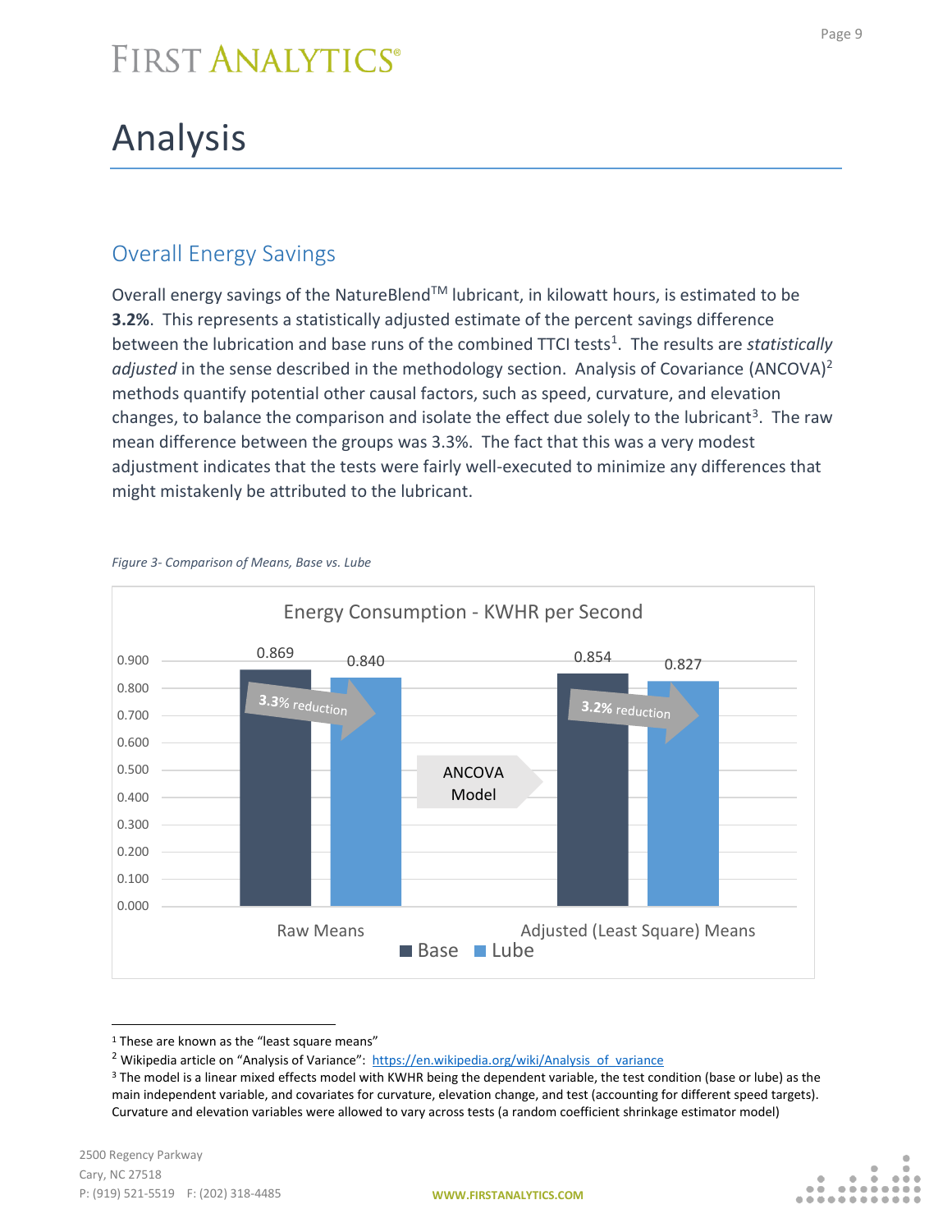# Analysis

## Overall Energy Savings

Overall energy savings of the NatureBlend™ lubricant, in kilowatt hours, is estimated to be **3.2%**. This represents a statistically adjusted estimate of the percent savings difference between the lubrication and base runs of the combined TTCI tests[1]. The results are *statistically adjusted* in the sense described in the methodology section. Analysis of Covariance (ANCOVA)[2] methods quantify potential other causal factors, such as speed, curvature, and elevation changes, to balance the comparison and isolate the effect due solely to the lubricant[3]. The raw mean difference between the groups was 3.3%. The fact that this was a very modest adjustment indicates that the tests were fairly well-executed to minimize any differences that might mistakenly be attributed to the lubricant.

*Figure 3- Comparison of Means, Base vs. Lube*

Energy Consumption - KWHR per Second

| | Base | Lube | Reduction |
|---|---|---|---|
| Raw Means | 0.869 | 0.840 | 3.3% reduction |
| Adjusted (Least Square) Means | 0.854 | 0.827 | 3.2% reduction |

ANCOVA Model

---

[1] These are known as the "least square means"

[2] Wikipedia article on "Analysis of Variance": https://en.wikipedia.org/wiki/Analysis_of_variance

[3] The model is a linear mixed effects model with KWHR being the dependent variable, the test condition (base or lube) as the main independent variable, and covariates for curvature, elevation change, and test (accounting for different speed targets). Curvature and elevation variables were allowed to vary across tests (a random coefficient shrinkage estimator model)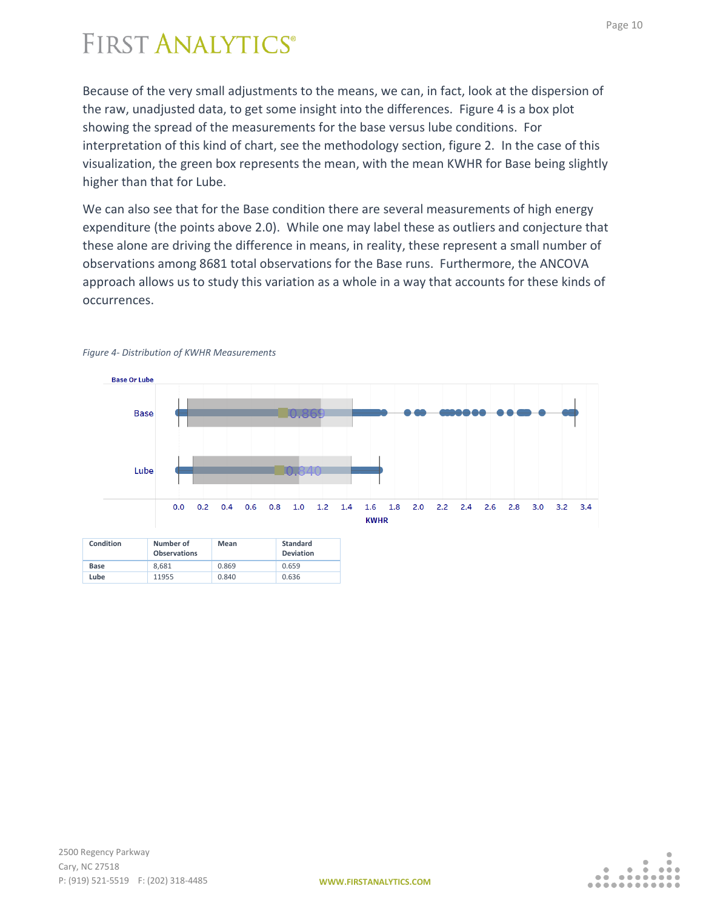Because of the very small adjustments to the means, we can, in fact, look at the dispersion of the raw, unadjusted data, to get some insight into the differences. Figure 4 is a box plot showing the spread of the measurements for the base versus lube conditions. For interpretation of this kind of chart, see the methodology section, figure 2. In the case of this visualization, the green box represents the mean, with the mean KWHR for Base being slightly higher than that for Lube.

We can also see that for the Base condition there are several measurements of high energy expenditure (the points above 2.0). While one may label these as outliers and conjecture that these alone are driving the difference in means, in reality, these represent a small number of observations among 8681 total observations for the Base runs. Furthermore, the ANCOVA approach allows us to study this variation as a whole in a way that accounts for these kinds of occurrences.

*Figure 4- Distribution of KWHR Measurements*

| Condition | Number of Observations | Mean | Standard Deviation |
|---|---|---|---|
| Base | 8,681 | 0.869 | 0.659 |
| Lube | 11955 | 0.840 | 0.636 |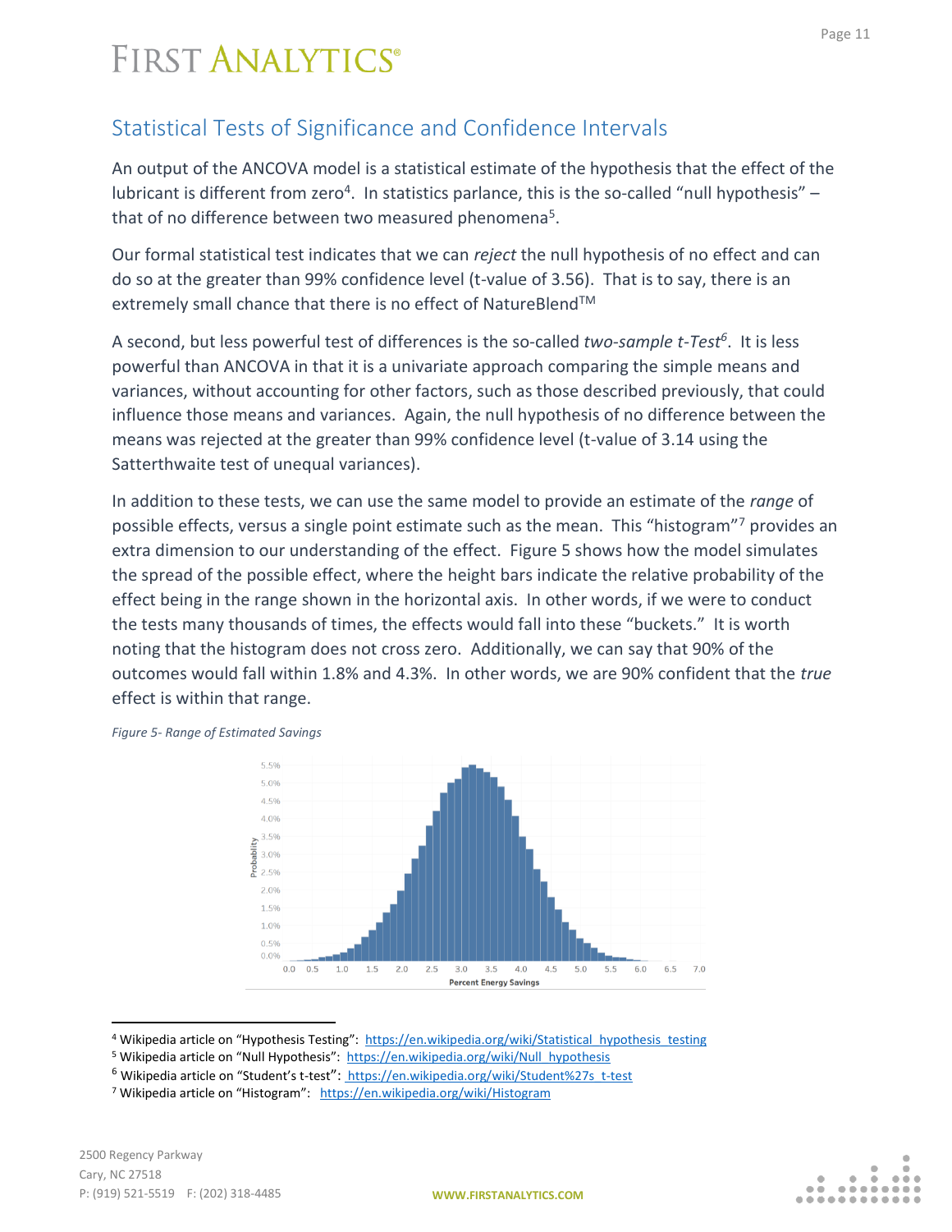## Statistical Tests of Significance and Confidence Intervals

An output of the ANCOVA model is a statistical estimate of the hypothesis that the effect of the lubricant is different from zero[4]. In statistics parlance, this is the so-called "null hypothesis" – that of no difference between two measured phenomena[5].

Our formal statistical test indicates that we can *reject* the null hypothesis of no effect and can do so at the greater than 99% confidence level (t-value of 3.56). That is to say, there is an extremely small chance that there is no effect of NatureBlend™

A second, but less powerful test of differences is the so-called *two-sample t-Test*[6]. It is less powerful than ANCOVA in that it is a univariate approach comparing the simple means and variances, without accounting for other factors, such as those described previously, that could influence those means and variances. Again, the null hypothesis of no difference between the means was rejected at the greater than 99% confidence level (t-value of 3.14 using the Satterthwaite test of unequal variances).

In addition to these tests, we can use the same model to provide an estimate of the *range* of possible effects, versus a single point estimate such as the mean. This "histogram"[7] provides an extra dimension to our understanding of the effect. Figure 5 shows how the model simulates the spread of the possible effect, where the height bars indicate the relative probability of the effect being in the range shown in the horizontal axis. In other words, if we were to conduct the tests many thousands of times, the effects would fall into these "buckets." It is worth noting that the histogram does not cross zero. Additionally, we can say that 90% of the outcomes would fall within 1.8% and 4.3%. In other words, we are 90% confident that the *true* effect is within that range.

*Figure 5- Range of Estimated Savings*

---

[4] Wikipedia article on "Hypothesis Testing": https://en.wikipedia.org/wiki/Statistical_hypothesis_testing

[5] Wikipedia article on "Null Hypothesis": https://en.wikipedia.org/wiki/Null_hypothesis

[6] Wikipedia article on "Student's t-test": https://en.wikipedia.org/wiki/Student%27s_t-test

[7] Wikipedia article on "Histogram": https://en.wikipedia.org/wiki/Histogram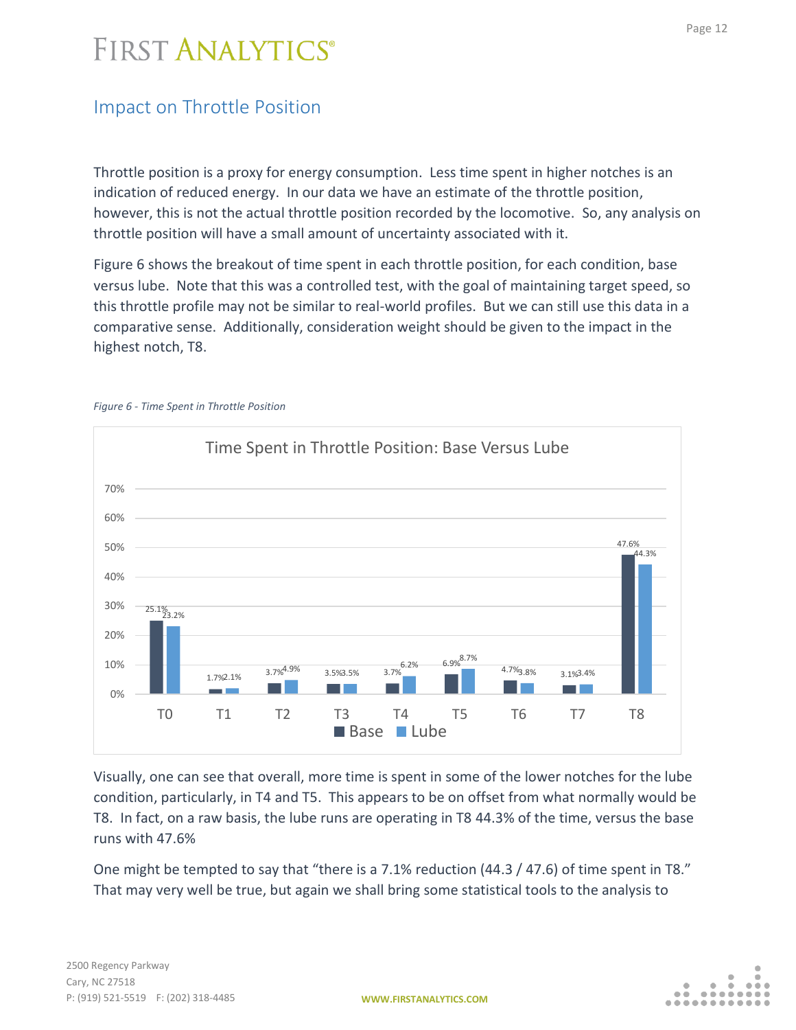## Impact on Throttle Position

Throttle position is a proxy for energy consumption. Less time spent in higher notches is an indication of reduced energy. In our data we have an estimate of the throttle position, however, this is not the actual throttle position recorded by the locomotive. So, any analysis on throttle position will have a small amount of uncertainty associated with it.

Figure 6 shows the breakout of time spent in each throttle position, for each condition, base versus lube. Note that this was a controlled test, with the goal of maintaining target speed, so this throttle profile may not be similar to real-world profiles. But we can still use this data in a comparative sense. Additionally, consideration weight should be given to the impact in the highest notch, T8.

*Figure 6 - Time Spent in Throttle Position*

Time Spent in Throttle Position: Base Versus Lube

| Throttle Position | Base | Lube |
|---|---|---|
| T0 | 25.1% | 23.2% |
| T1 | 1.7% | 2.1% |
| T2 | 3.7% | 4.9% |
| T3 | 3.5% | 3.5% |
| T4 | 3.7% | 6.2% |
| T5 | 6.9% | 8.7% |
| T6 | 4.7% | 3.8% |
| T7 | 3.1% | 3.4% |
| T8 | 47.6% | 44.3% |

Visually, one can see that overall, more time is spent in some of the lower notches for the lube condition, particularly, in T4 and T5. This appears to be on offset from what normally would be T8. In fact, on a raw basis, the lube runs are operating in T8 44.3% of the time, versus the base runs with 47.6%

One might be tempted to say that "there is a 7.1% reduction (44.3 / 47.6) of time spent in T8." That may very well be true, but again we shall bring some statistical tools to the analysis to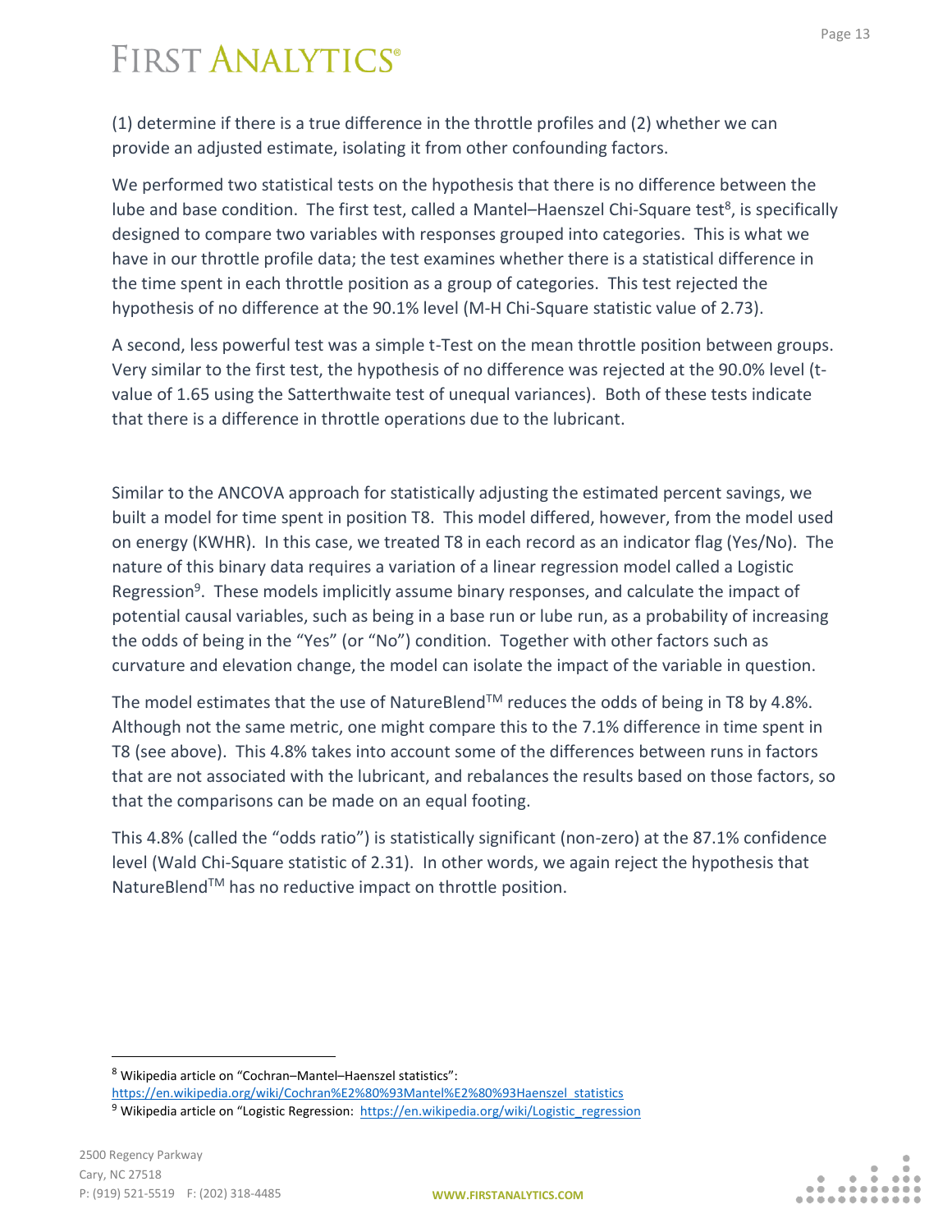(1) determine if there is a true difference in the throttle profiles and (2) whether we can provide an adjusted estimate, isolating it from other confounding factors.

We performed two statistical tests on the hypothesis that there is no difference between the lube and base condition. The first test, called a Mantel–Haenszel Chi-Square test[8], is specifically designed to compare two variables with responses grouped into categories. This is what we have in our throttle profile data; the test examines whether there is a statistical difference in the time spent in each throttle position as a group of categories. This test rejected the hypothesis of no difference at the 90.1% level (M-H Chi-Square statistic value of 2.73).

A second, less powerful test was a simple t-Test on the mean throttle position between groups. Very similar to the first test, the hypothesis of no difference was rejected at the 90.0% level (t-value of 1.65 using the Satterthwaite test of unequal variances). Both of these tests indicate that there is a difference in throttle operations due to the lubricant.

Similar to the ANCOVA approach for statistically adjusting the estimated percent savings, we built a model for time spent in position T8. This model differed, however, from the model used on energy (KWHR). In this case, we treated T8 in each record as an indicator flag (Yes/No). The nature of this binary data requires a variation of a linear regression model called a Logistic Regression[9]. These models implicitly assume binary responses, and calculate the impact of potential causal variables, such as being in a base run or lube run, as a probability of increasing the odds of being in the "Yes" (or "No") condition. Together with other factors such as curvature and elevation change, the model can isolate the impact of the variable in question.

The model estimates that the use of NatureBlend™ reduces the odds of being in T8 by 4.8%. Although not the same metric, one might compare this to the 7.1% difference in time spent in T8 (see above). This 4.8% takes into account some of the differences between runs in factors that are not associated with the lubricant, and rebalances the results based on those factors, so that the comparisons can be made on an equal footing.

This 4.8% (called the "odds ratio") is statistically significant (non-zero) at the 87.1% confidence level (Wald Chi-Square statistic of 2.31). In other words, we again reject the hypothesis that NatureBlend™ has no reductive impact on throttle position.

---

[8] Wikipedia article on "Cochran–Mantel–Haenszel statistics": https://en.wikipedia.org/wiki/Cochran%E2%80%93Mantel%E2%80%93Haenszel_statistics

[9] Wikipedia article on "Logistic Regression: https://en.wikipedia.org/wiki/Logistic_regression